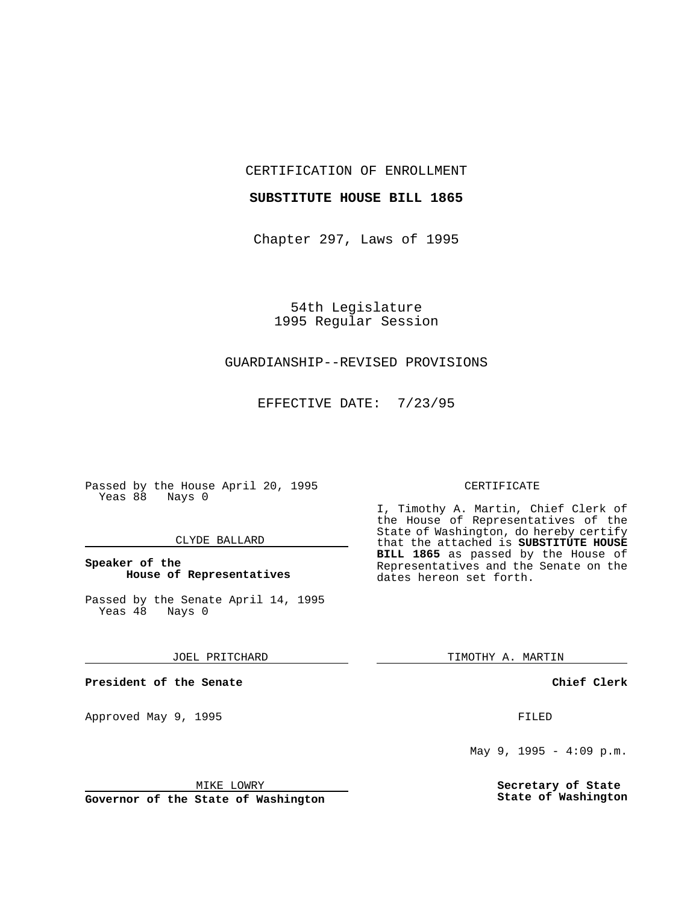CERTIFICATION OF ENROLLMENT

**SUBSTITUTE HOUSE BILL 1865**

Chapter 297, Laws of 1995

54th Legislature
1995 Regular Session

GUARDIANSHIP--REVISED PROVISIONS

EFFECTIVE DATE: 7/23/95

Passed by the House April 20, 1995
Yeas 88 Nays 0

CLYDE BALLARD

**Speaker of the House of Representatives**

Passed by the Senate April 14, 1995
Yeas 48 Nays 0

JOEL PRITCHARD

**President of the Senate**

Approved May 9, 1995

MIKE LOWRY

**Governor of the State of Washington**

CERTIFICATE

I, Timothy A. Martin, Chief Clerk of the House of Representatives of the State of Washington, do hereby certify that the attached is **SUBSTITUTE HOUSE BILL 1865** as passed by the House of Representatives and the Senate on the dates hereon set forth.

TIMOTHY A. MARTIN

**Chief Clerk**

FILED

May 9, 1995 - 4:09 p.m.

**Secretary of State**
**State of Washington**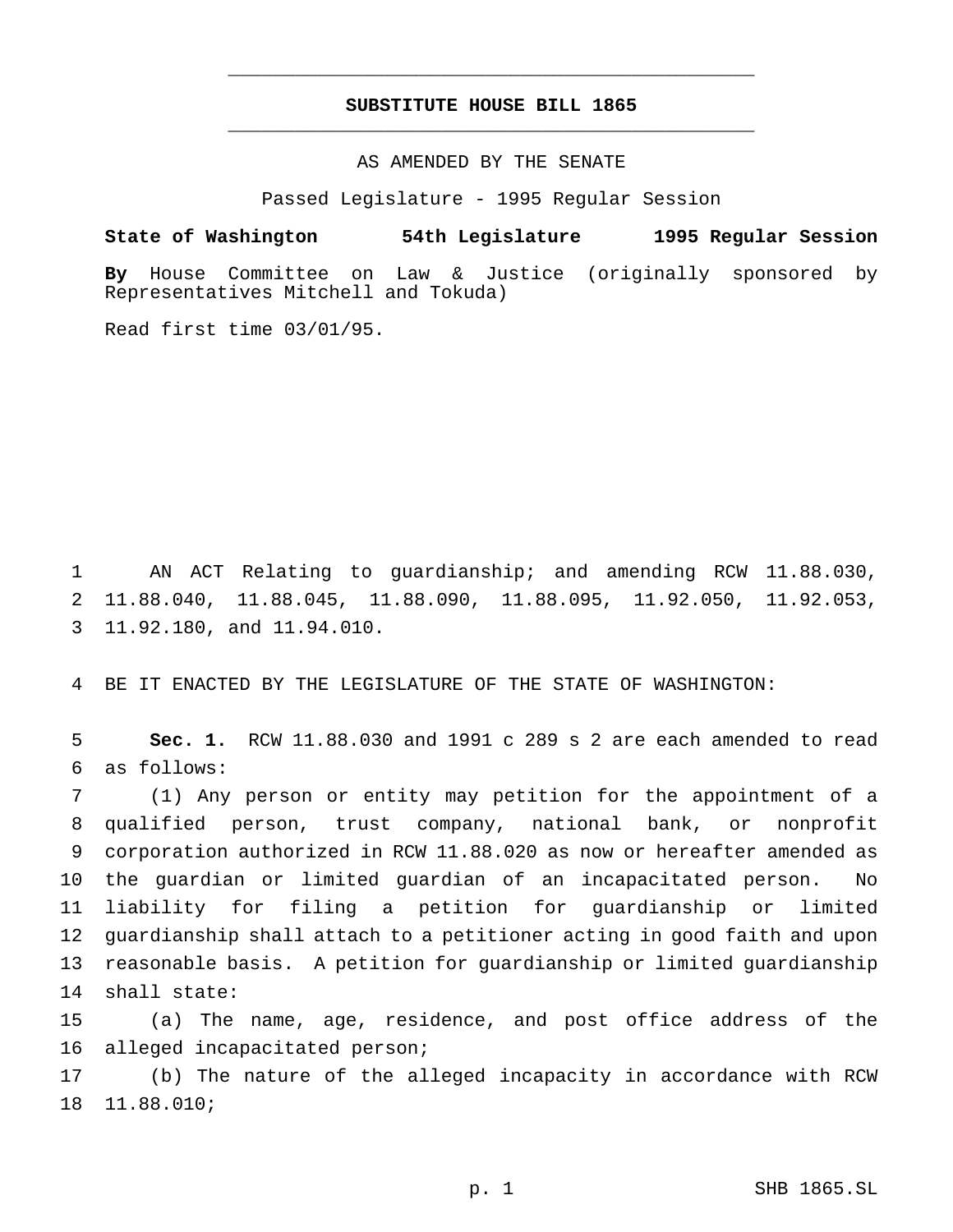# SUBSTITUTE HOUSE BILL 1865

AS AMENDED BY THE SENATE

Passed Legislature - 1995 Regular Session

**State of Washington 54th Legislature 1995 Regular Session**

**By** House Committee on Law & Justice (originally sponsored by Representatives Mitchell and Tokuda)

Read first time 03/01/95.

AN ACT Relating to guardianship; and amending RCW 11.88.030, 11.88.040, 11.88.045, 11.88.090, 11.88.095, 11.92.050, 11.92.053, 11.92.180, and 11.94.010.

BE IT ENACTED BY THE LEGISLATURE OF THE STATE OF WASHINGTON:

**Sec. 1.** RCW 11.88.030 and 1991 c 289 s 2 are each amended to read as follows:

(1) Any person or entity may petition for the appointment of a qualified person, trust company, national bank, or nonprofit corporation authorized in RCW 11.88.020 as now or hereafter amended as the guardian or limited guardian of an incapacitated person. No liability for filing a petition for guardianship or limited guardianship shall attach to a petitioner acting in good faith and upon reasonable basis. A petition for guardianship or limited guardianship shall state:

(a) The name, age, residence, and post office address of the alleged incapacitated person;

(b) The nature of the alleged incapacity in accordance with RCW 11.88.010;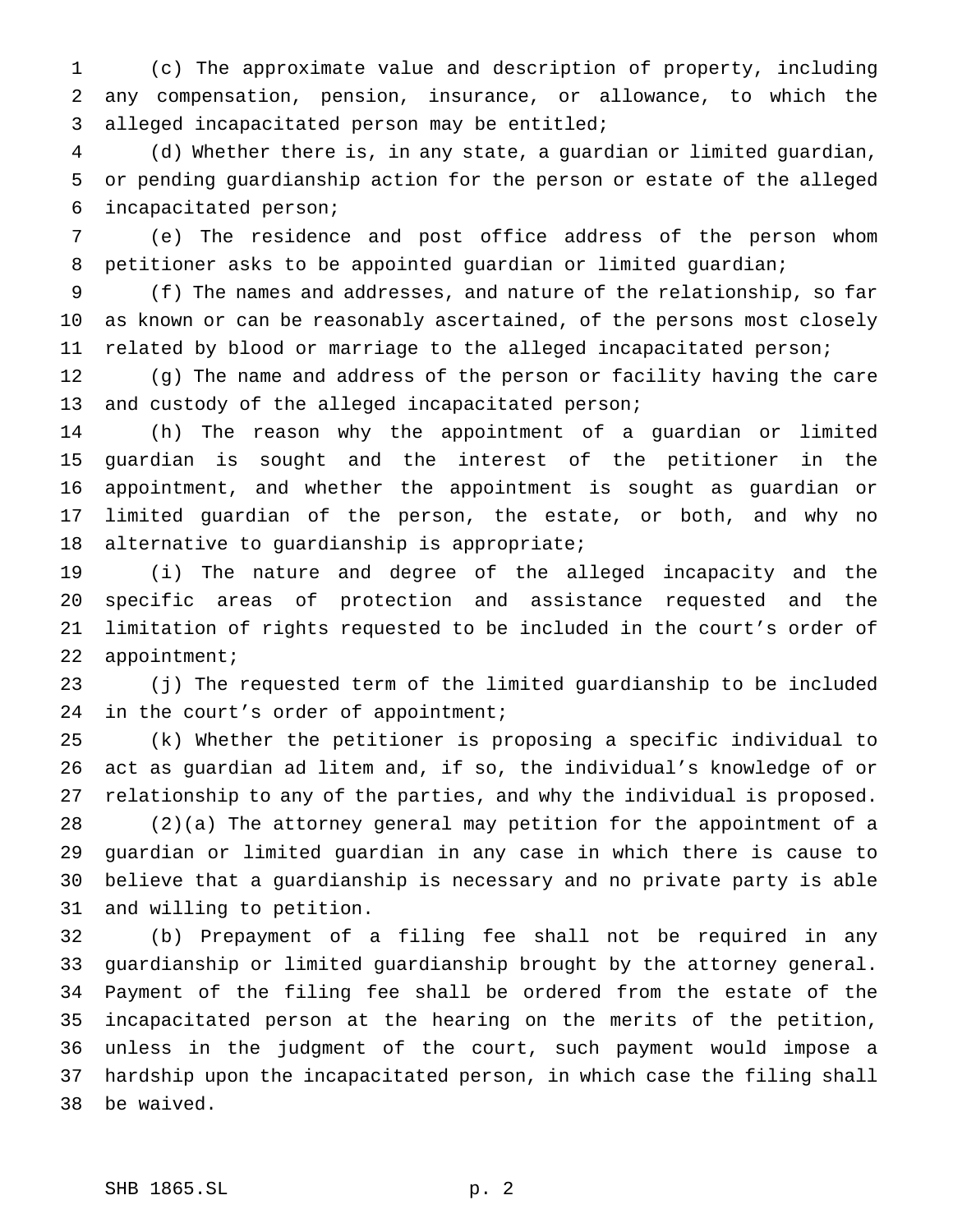(c) The approximate value and description of property, including any compensation, pension, insurance, or allowance, to which the alleged incapacitated person may be entitled;

(d) Whether there is, in any state, a guardian or limited guardian, or pending guardianship action for the person or estate of the alleged incapacitated person;

(e) The residence and post office address of the person whom petitioner asks to be appointed guardian or limited guardian;

(f) The names and addresses, and nature of the relationship, so far as known or can be reasonably ascertained, of the persons most closely related by blood or marriage to the alleged incapacitated person;

(g) The name and address of the person or facility having the care and custody of the alleged incapacitated person;

(h) The reason why the appointment of a guardian or limited guardian is sought and the interest of the petitioner in the appointment, and whether the appointment is sought as guardian or limited guardian of the person, the estate, or both, and why no alternative to guardianship is appropriate;

(i) The nature and degree of the alleged incapacity and the specific areas of protection and assistance requested and the limitation of rights requested to be included in the court's order of appointment;

(j) The requested term of the limited guardianship to be included in the court's order of appointment;

(k) Whether the petitioner is proposing a specific individual to act as guardian ad litem and, if so, the individual's knowledge of or relationship to any of the parties, and why the individual is proposed.

(2)(a) The attorney general may petition for the appointment of a guardian or limited guardian in any case in which there is cause to believe that a guardianship is necessary and no private party is able and willing to petition.

(b) Prepayment of a filing fee shall not be required in any guardianship or limited guardianship brought by the attorney general. Payment of the filing fee shall be ordered from the estate of the incapacitated person at the hearing on the merits of the petition, unless in the judgment of the court, such payment would impose a hardship upon the incapacitated person, in which case the filing shall be waived.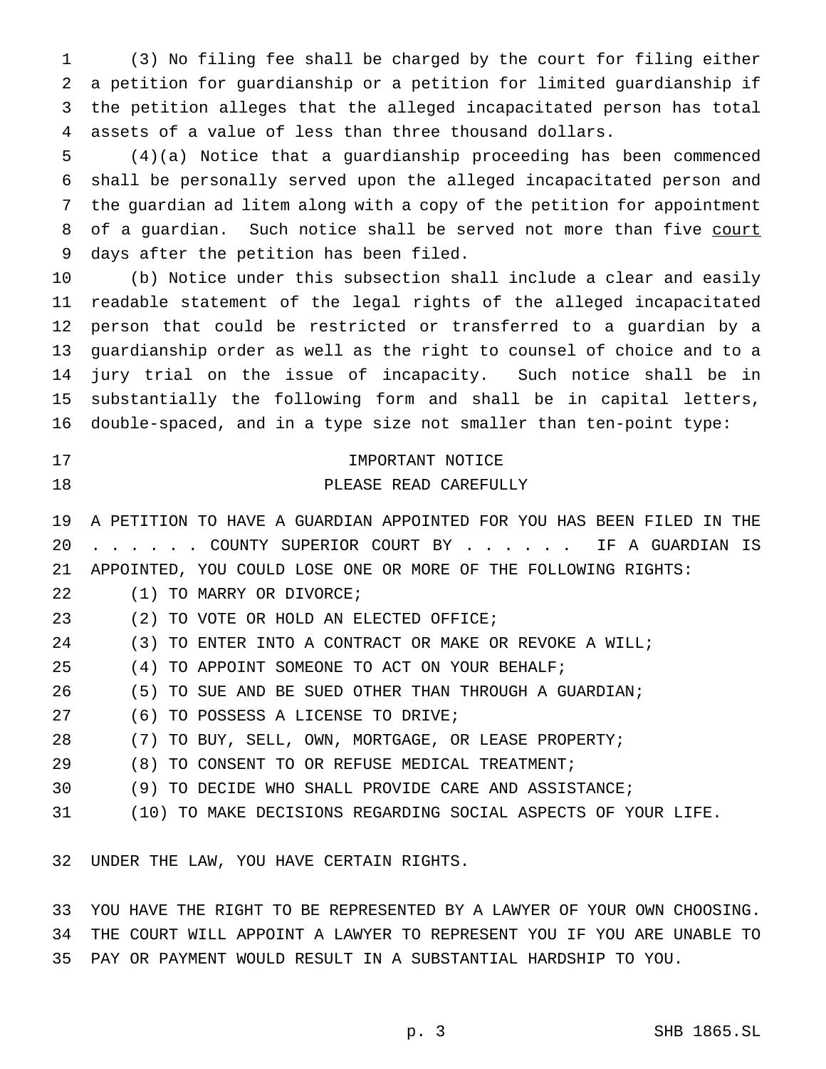(3) No filing fee shall be charged by the court for filing either a petition for guardianship or a petition for limited guardianship if the petition alleges that the alleged incapacitated person has total assets of a value of less than three thousand dollars.

(4)(a) Notice that a guardianship proceeding has been commenced shall be personally served upon the alleged incapacitated person and the guardian ad litem along with a copy of the petition for appointment of a guardian. Such notice shall be served not more than five <u>court</u> days after the petition has been filed.

(b) Notice under this subsection shall include a clear and easily readable statement of the legal rights of the alleged incapacitated person that could be restricted or transferred to a guardian by a guardianship order as well as the right to counsel of choice and to a jury trial on the issue of incapacity. Such notice shall be in substantially the following form and shall be in capital letters, double-spaced, and in a type size not smaller than ten-point type:

IMPORTANT NOTICE

PLEASE READ CAREFULLY

A PETITION TO HAVE A GUARDIAN APPOINTED FOR YOU HAS BEEN FILED IN THE . . . . . . COUNTY SUPERIOR COURT BY . . . . . . IF A GUARDIAN IS APPOINTED, YOU COULD LOSE ONE OR MORE OF THE FOLLOWING RIGHTS:

(1) TO MARRY OR DIVORCE;

(2) TO VOTE OR HOLD AN ELECTED OFFICE;

(3) TO ENTER INTO A CONTRACT OR MAKE OR REVOKE A WILL;

(4) TO APPOINT SOMEONE TO ACT ON YOUR BEHALF;

(5) TO SUE AND BE SUED OTHER THAN THROUGH A GUARDIAN;

(6) TO POSSESS A LICENSE TO DRIVE;

(7) TO BUY, SELL, OWN, MORTGAGE, OR LEASE PROPERTY;

(8) TO CONSENT TO OR REFUSE MEDICAL TREATMENT;

(9) TO DECIDE WHO SHALL PROVIDE CARE AND ASSISTANCE;

(10) TO MAKE DECISIONS REGARDING SOCIAL ASPECTS OF YOUR LIFE.

UNDER THE LAW, YOU HAVE CERTAIN RIGHTS.

YOU HAVE THE RIGHT TO BE REPRESENTED BY A LAWYER OF YOUR OWN CHOOSING. THE COURT WILL APPOINT A LAWYER TO REPRESENT YOU IF YOU ARE UNABLE TO PAY OR PAYMENT WOULD RESULT IN A SUBSTANTIAL HARDSHIP TO YOU.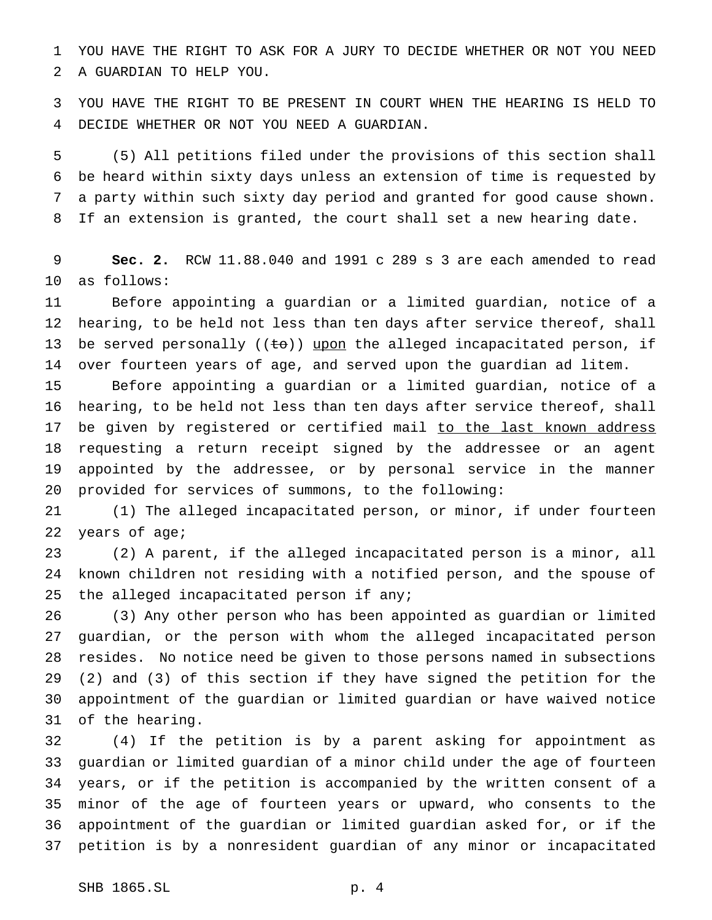YOU HAVE THE RIGHT TO ASK FOR A JURY TO DECIDE WHETHER OR NOT YOU NEED A GUARDIAN TO HELP YOU.

YOU HAVE THE RIGHT TO BE PRESENT IN COURT WHEN THE HEARING IS HELD TO DECIDE WHETHER OR NOT YOU NEED A GUARDIAN.

(5) All petitions filed under the provisions of this section shall be heard within sixty days unless an extension of time is requested by a party within such sixty day period and granted for good cause shown. If an extension is granted, the court shall set a new hearing date.

**Sec. 2.** RCW 11.88.040 and 1991 c 289 s 3 are each amended to read as follows:

Before appointing a guardian or a limited guardian, notice of a hearing, to be held not less than ten days after service thereof, shall be served personally ((~~to~~)) <u>upon</u> the alleged incapacitated person, if over fourteen years of age, and served upon the guardian ad litem.

Before appointing a guardian or a limited guardian, notice of a hearing, to be held not less than ten days after service thereof, shall be given by registered or certified mail <u>to the last known address</u> requesting a return receipt signed by the addressee or an agent appointed by the addressee, or by personal service in the manner provided for services of summons, to the following:

(1) The alleged incapacitated person, or minor, if under fourteen years of age;

(2) A parent, if the alleged incapacitated person is a minor, all known children not residing with a notified person, and the spouse of the alleged incapacitated person if any;

(3) Any other person who has been appointed as guardian or limited guardian, or the person with whom the alleged incapacitated person resides. No notice need be given to those persons named in subsections (2) and (3) of this section if they have signed the petition for the appointment of the guardian or limited guardian or have waived notice of the hearing.

(4) If the petition is by a parent asking for appointment as guardian or limited guardian of a minor child under the age of fourteen years, or if the petition is accompanied by the written consent of a minor of the age of fourteen years or upward, who consents to the appointment of the guardian or limited guardian asked for, or if the petition is by a nonresident guardian of any minor or incapacitated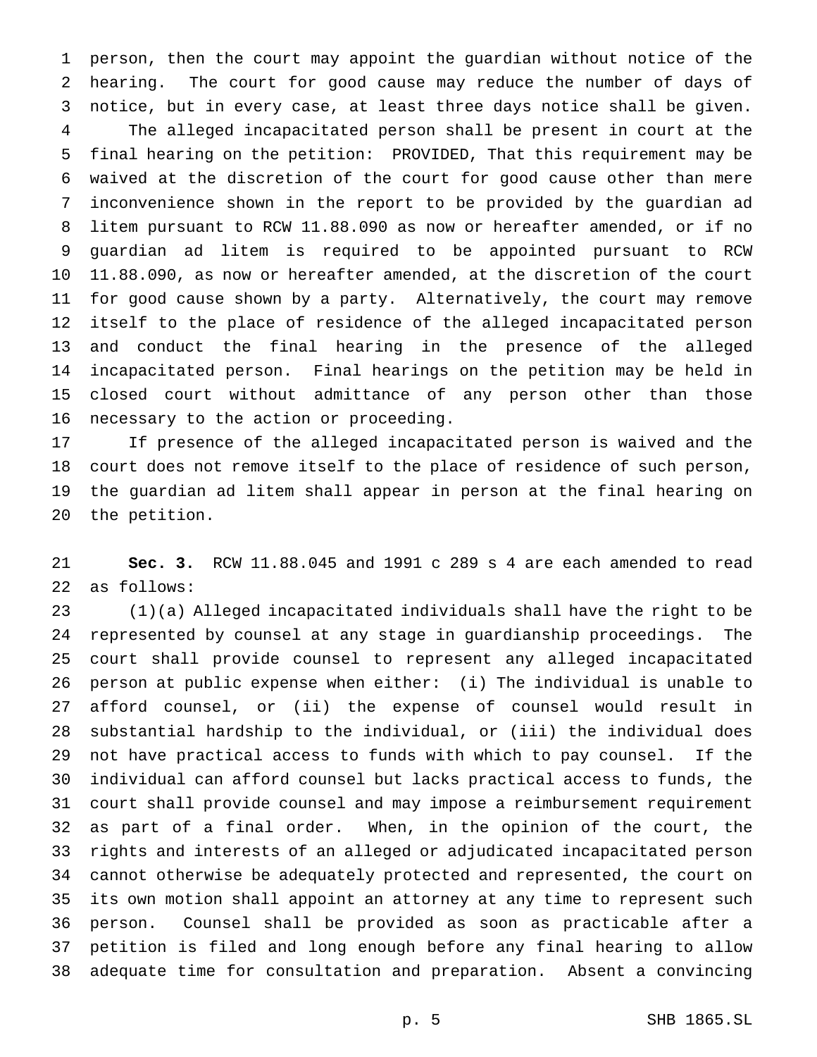person, then the court may appoint the guardian without notice of the hearing. The court for good cause may reduce the number of days of notice, but in every case, at least three days notice shall be given.

The alleged incapacitated person shall be present in court at the final hearing on the petition: PROVIDED, That this requirement may be waived at the discretion of the court for good cause other than mere inconvenience shown in the report to be provided by the guardian ad litem pursuant to RCW 11.88.090 as now or hereafter amended, or if no guardian ad litem is required to be appointed pursuant to RCW 11.88.090, as now or hereafter amended, at the discretion of the court for good cause shown by a party. Alternatively, the court may remove itself to the place of residence of the alleged incapacitated person and conduct the final hearing in the presence of the alleged incapacitated person. Final hearings on the petition may be held in closed court without admittance of any person other than those necessary to the action or proceeding.

If presence of the alleged incapacitated person is waived and the court does not remove itself to the place of residence of such person, the guardian ad litem shall appear in person at the final hearing on the petition.

**Sec. 3.** RCW 11.88.045 and 1991 c 289 s 4 are each amended to read as follows:

(1)(a) Alleged incapacitated individuals shall have the right to be represented by counsel at any stage in guardianship proceedings. The court shall provide counsel to represent any alleged incapacitated person at public expense when either: (i) The individual is unable to afford counsel, or (ii) the expense of counsel would result in substantial hardship to the individual, or (iii) the individual does not have practical access to funds with which to pay counsel. If the individual can afford counsel but lacks practical access to funds, the court shall provide counsel and may impose a reimbursement requirement as part of a final order. When, in the opinion of the court, the rights and interests of an alleged or adjudicated incapacitated person cannot otherwise be adequately protected and represented, the court on its own motion shall appoint an attorney at any time to represent such person. Counsel shall be provided as soon as practicable after a petition is filed and long enough before any final hearing to allow adequate time for consultation and preparation. Absent a convincing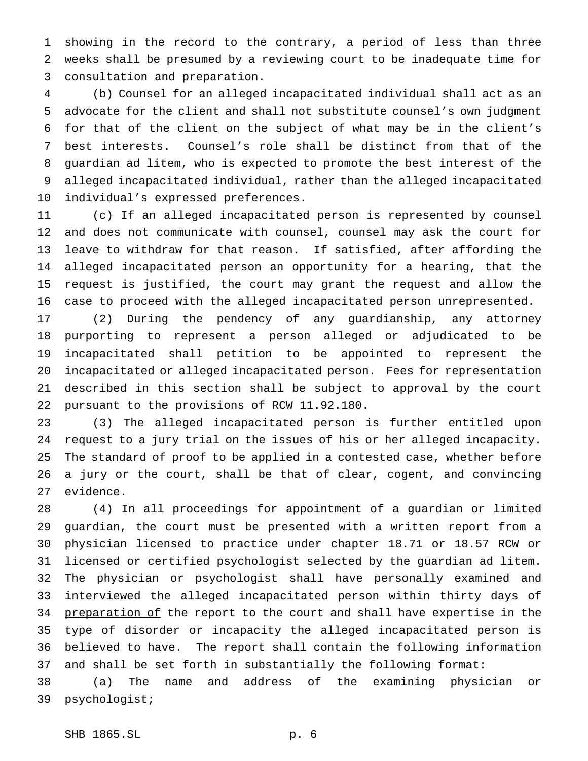showing in the record to the contrary, a period of less than three weeks shall be presumed by a reviewing court to be inadequate time for consultation and preparation.

(b) Counsel for an alleged incapacitated individual shall act as an advocate for the client and shall not substitute counsel's own judgment for that of the client on the subject of what may be in the client's best interests. Counsel's role shall be distinct from that of the guardian ad litem, who is expected to promote the best interest of the alleged incapacitated individual, rather than the alleged incapacitated individual's expressed preferences.

(c) If an alleged incapacitated person is represented by counsel and does not communicate with counsel, counsel may ask the court for leave to withdraw for that reason. If satisfied, after affording the alleged incapacitated person an opportunity for a hearing, that the request is justified, the court may grant the request and allow the case to proceed with the alleged incapacitated person unrepresented.

(2) During the pendency of any guardianship, any attorney purporting to represent a person alleged or adjudicated to be incapacitated shall petition to be appointed to represent the incapacitated or alleged incapacitated person. Fees for representation described in this section shall be subject to approval by the court pursuant to the provisions of RCW 11.92.180.

(3) The alleged incapacitated person is further entitled upon request to a jury trial on the issues of his or her alleged incapacity. The standard of proof to be applied in a contested case, whether before a jury or the court, shall be that of clear, cogent, and convincing evidence.

(4) In all proceedings for appointment of a guardian or limited guardian, the court must be presented with a written report from a physician licensed to practice under chapter 18.71 or 18.57 RCW or licensed or certified psychologist selected by the guardian ad litem. The physician or psychologist shall have personally examined and interviewed the alleged incapacitated person within thirty days of <u>preparation of</u> the report to the court and shall have expertise in the type of disorder or incapacity the alleged incapacitated person is believed to have. The report shall contain the following information and shall be set forth in substantially the following format:

(a) The name and address of the examining physician or psychologist;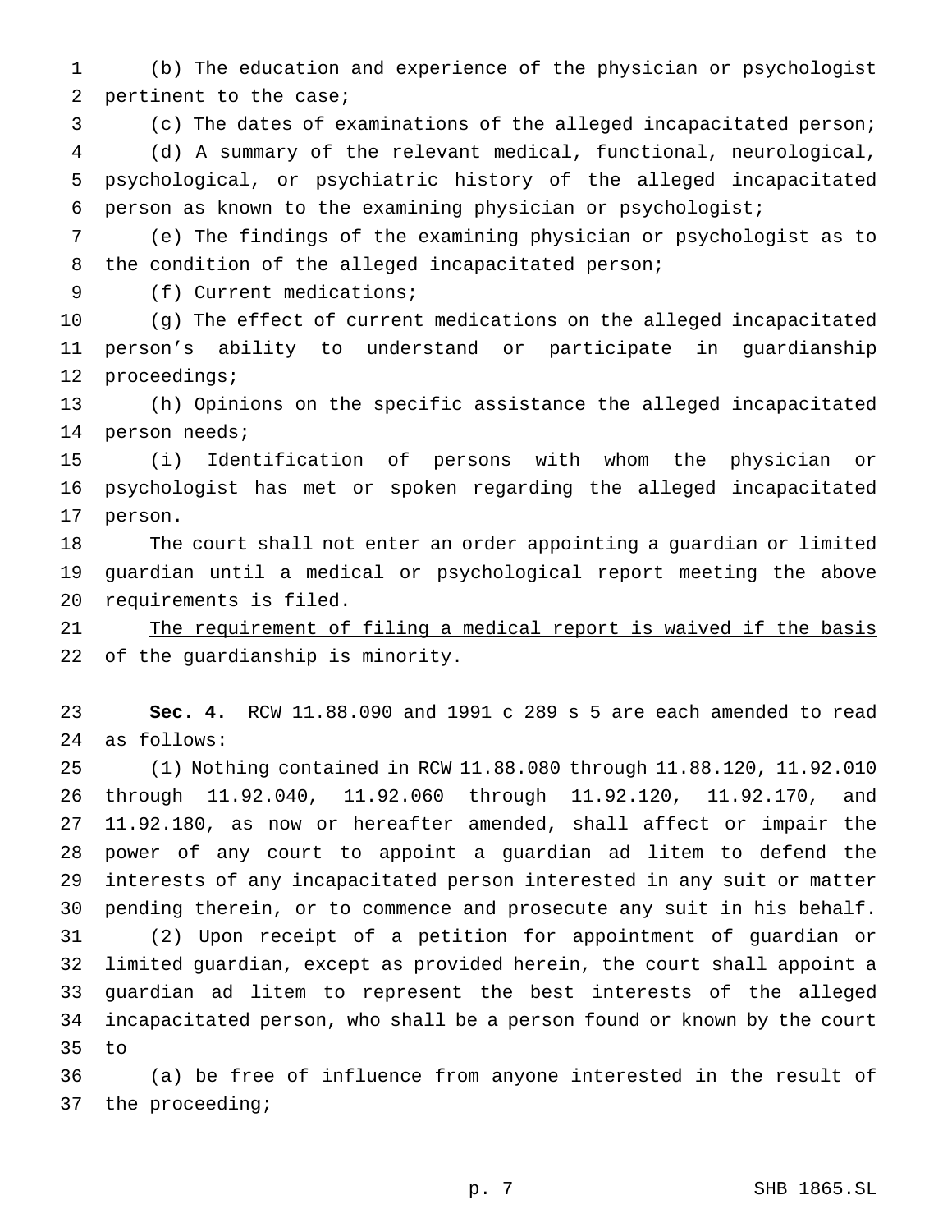(b) The education and experience of the physician or psychologist pertinent to the case;

(c) The dates of examinations of the alleged incapacitated person;

(d) A summary of the relevant medical, functional, neurological, psychological, or psychiatric history of the alleged incapacitated person as known to the examining physician or psychologist;

(e) The findings of the examining physician or psychologist as to the condition of the alleged incapacitated person;

(f) Current medications;

(g) The effect of current medications on the alleged incapacitated person's ability to understand or participate in guardianship proceedings;

(h) Opinions on the specific assistance the alleged incapacitated person needs;

(i) Identification of persons with whom the physician or psychologist has met or spoken regarding the alleged incapacitated person.

The court shall not enter an order appointing a guardian or limited guardian until a medical or psychological report meeting the above requirements is filed.

<u>The requirement of filing a medical report is waived if the basis of the guardianship is minority.</u>

**Sec. 4.** RCW 11.88.090 and 1991 c 289 s 5 are each amended to read as follows:

(1) Nothing contained in RCW 11.88.080 through 11.88.120, 11.92.010 through 11.92.040, 11.92.060 through 11.92.120, 11.92.170, and 11.92.180, as now or hereafter amended, shall affect or impair the power of any court to appoint a guardian ad litem to defend the interests of any incapacitated person interested in any suit or matter pending therein, or to commence and prosecute any suit in his behalf.

(2) Upon receipt of a petition for appointment of guardian or limited guardian, except as provided herein, the court shall appoint a guardian ad litem to represent the best interests of the alleged incapacitated person, who shall be a person found or known by the court to

(a) be free of influence from anyone interested in the result of the proceeding;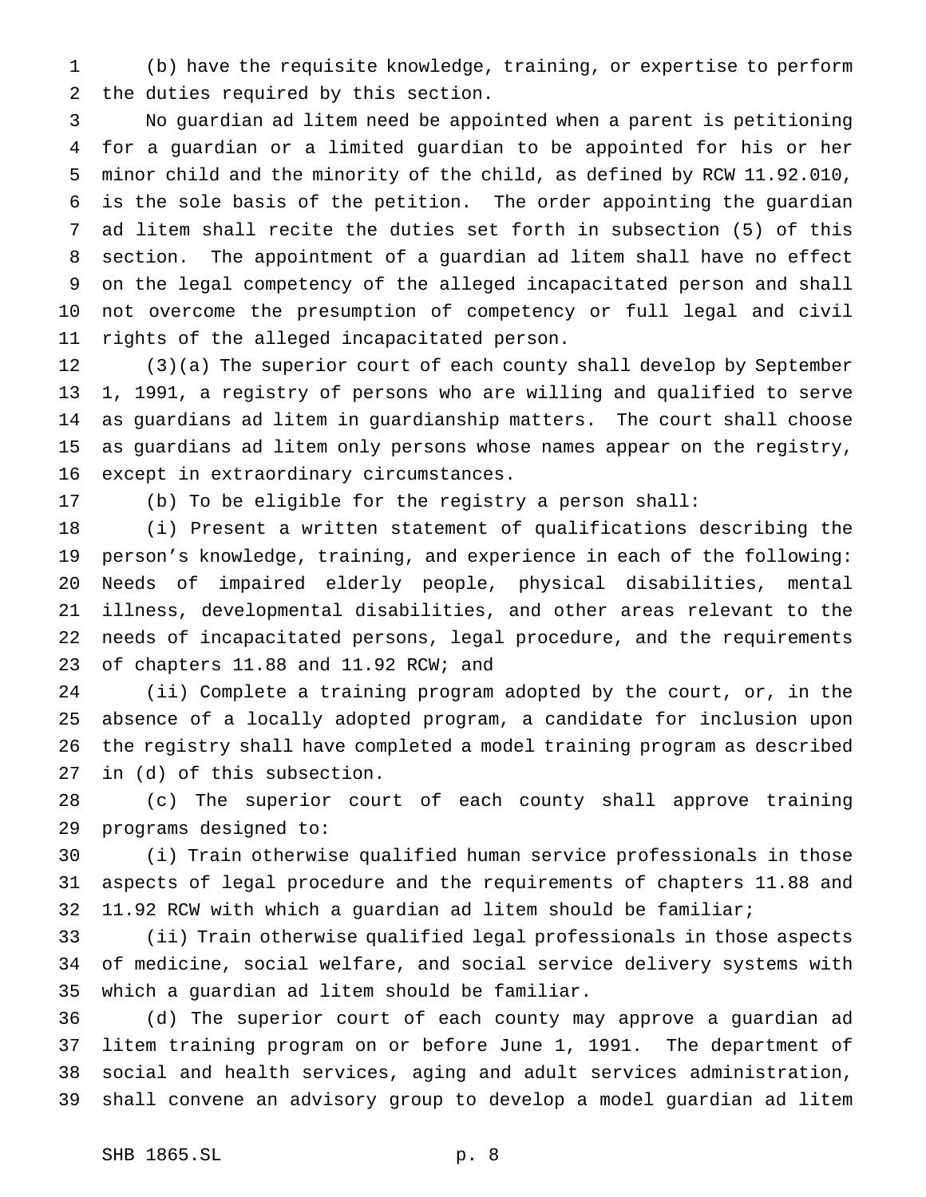(b) have the requisite knowledge, training, or expertise to perform the duties required by this section.

No guardian ad litem need be appointed when a parent is petitioning for a guardian or a limited guardian to be appointed for his or her minor child and the minority of the child, as defined by RCW 11.92.010, is the sole basis of the petition. The order appointing the guardian ad litem shall recite the duties set forth in subsection (5) of this section. The appointment of a guardian ad litem shall have no effect on the legal competency of the alleged incapacitated person and shall not overcome the presumption of competency or full legal and civil rights of the alleged incapacitated person.

(3)(a) The superior court of each county shall develop by September 1, 1991, a registry of persons who are willing and qualified to serve as guardians ad litem in guardianship matters. The court shall choose as guardians ad litem only persons whose names appear on the registry, except in extraordinary circumstances.

(b) To be eligible for the registry a person shall:

(i) Present a written statement of qualifications describing the person's knowledge, training, and experience in each of the following: Needs of impaired elderly people, physical disabilities, mental illness, developmental disabilities, and other areas relevant to the needs of incapacitated persons, legal procedure, and the requirements of chapters 11.88 and 11.92 RCW; and

(ii) Complete a training program adopted by the court, or, in the absence of a locally adopted program, a candidate for inclusion upon the registry shall have completed a model training program as described in (d) of this subsection.

(c) The superior court of each county shall approve training programs designed to:

(i) Train otherwise qualified human service professionals in those aspects of legal procedure and the requirements of chapters 11.88 and 11.92 RCW with which a guardian ad litem should be familiar;

(ii) Train otherwise qualified legal professionals in those aspects of medicine, social welfare, and social service delivery systems with which a guardian ad litem should be familiar.

(d) The superior court of each county may approve a guardian ad litem training program on or before June 1, 1991. The department of social and health services, aging and adult services administration, shall convene an advisory group to develop a model guardian ad litem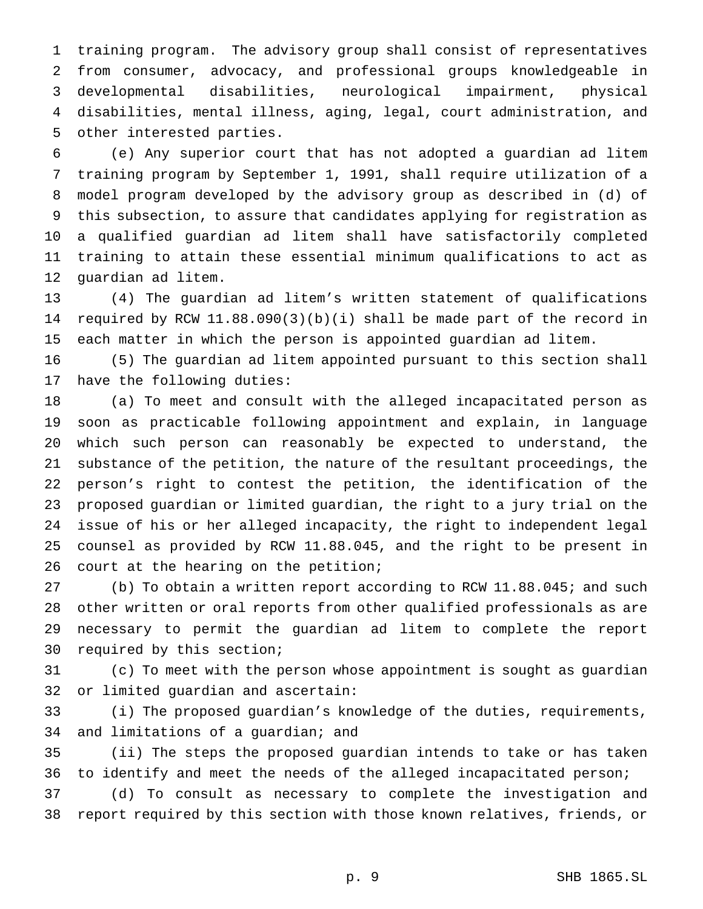training program. The advisory group shall consist of representatives from consumer, advocacy, and professional groups knowledgeable in developmental disabilities, neurological impairment, physical disabilities, mental illness, aging, legal, court administration, and other interested parties.

(e) Any superior court that has not adopted a guardian ad litem training program by September 1, 1991, shall require utilization of a model program developed by the advisory group as described in (d) of this subsection, to assure that candidates applying for registration as a qualified guardian ad litem shall have satisfactorily completed training to attain these essential minimum qualifications to act as guardian ad litem.

(4) The guardian ad litem's written statement of qualifications required by RCW 11.88.090(3)(b)(i) shall be made part of the record in each matter in which the person is appointed guardian ad litem.

(5) The guardian ad litem appointed pursuant to this section shall have the following duties:

(a) To meet and consult with the alleged incapacitated person as soon as practicable following appointment and explain, in language which such person can reasonably be expected to understand, the substance of the petition, the nature of the resultant proceedings, the person's right to contest the petition, the identification of the proposed guardian or limited guardian, the right to a jury trial on the issue of his or her alleged incapacity, the right to independent legal counsel as provided by RCW 11.88.045, and the right to be present in court at the hearing on the petition;

(b) To obtain a written report according to RCW 11.88.045; and such other written or oral reports from other qualified professionals as are necessary to permit the guardian ad litem to complete the report required by this section;

(c) To meet with the person whose appointment is sought as guardian or limited guardian and ascertain:

(i) The proposed guardian's knowledge of the duties, requirements, and limitations of a guardian; and

(ii) The steps the proposed guardian intends to take or has taken to identify and meet the needs of the alleged incapacitated person;

(d) To consult as necessary to complete the investigation and report required by this section with those known relatives, friends, or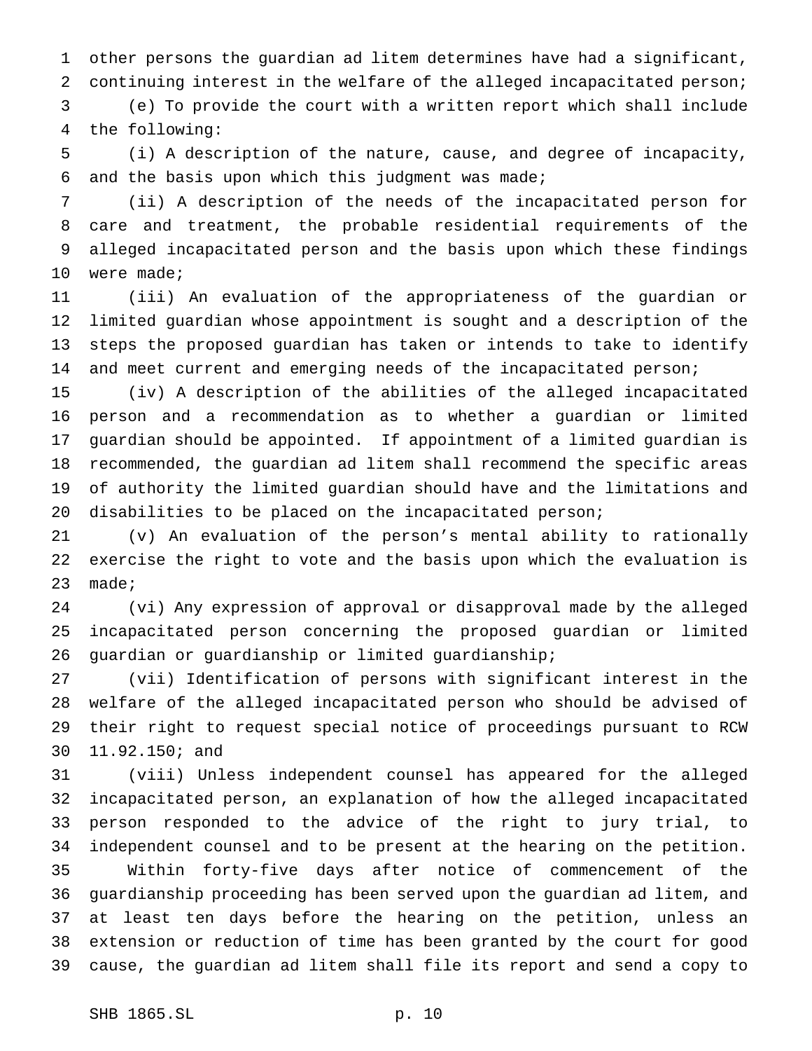other persons the guardian ad litem determines have had a significant, continuing interest in the welfare of the alleged incapacitated person;

(e) To provide the court with a written report which shall include the following:

(i) A description of the nature, cause, and degree of incapacity, and the basis upon which this judgment was made;

(ii) A description of the needs of the incapacitated person for care and treatment, the probable residential requirements of the alleged incapacitated person and the basis upon which these findings were made;

(iii) An evaluation of the appropriateness of the guardian or limited guardian whose appointment is sought and a description of the steps the proposed guardian has taken or intends to take to identify and meet current and emerging needs of the incapacitated person;

(iv) A description of the abilities of the alleged incapacitated person and a recommendation as to whether a guardian or limited guardian should be appointed. If appointment of a limited guardian is recommended, the guardian ad litem shall recommend the specific areas of authority the limited guardian should have and the limitations and disabilities to be placed on the incapacitated person;

(v) An evaluation of the person's mental ability to rationally exercise the right to vote and the basis upon which the evaluation is made;

(vi) Any expression of approval or disapproval made by the alleged incapacitated person concerning the proposed guardian or limited guardian or guardianship or limited guardianship;

(vii) Identification of persons with significant interest in the welfare of the alleged incapacitated person who should be advised of their right to request special notice of proceedings pursuant to RCW 11.92.150; and

(viii) Unless independent counsel has appeared for the alleged incapacitated person, an explanation of how the alleged incapacitated person responded to the advice of the right to jury trial, to independent counsel and to be present at the hearing on the petition.

Within forty-five days after notice of commencement of the guardianship proceeding has been served upon the guardian ad litem, and at least ten days before the hearing on the petition, unless an extension or reduction of time has been granted by the court for good cause, the guardian ad litem shall file its report and send a copy to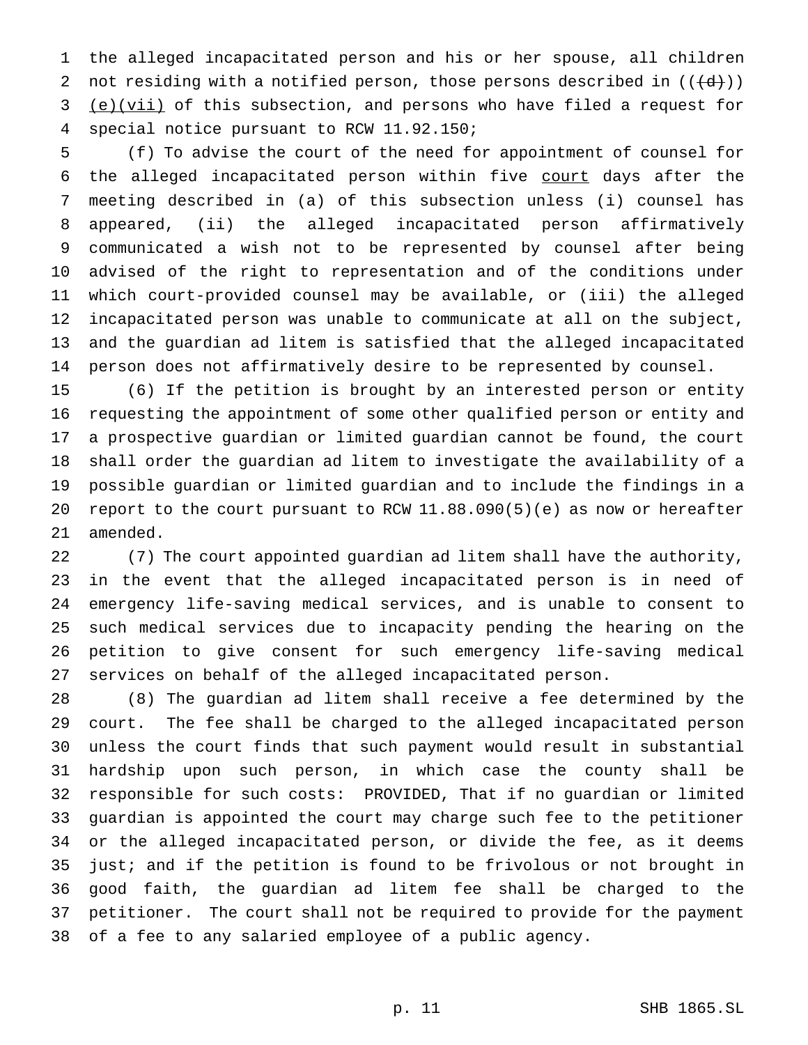the alleged incapacitated person and his or her spouse, all children not residing with a notified person, those persons described in ((~~(d)~~)) <u>(e)(vii)</u> of this subsection, and persons who have filed a request for special notice pursuant to RCW 11.92.150;

(f) To advise the court of the need for appointment of counsel for the alleged incapacitated person within five <u>court</u> days after the meeting described in (a) of this subsection unless (i) counsel has appeared, (ii) the alleged incapacitated person affirmatively communicated a wish not to be represented by counsel after being advised of the right to representation and of the conditions under which court-provided counsel may be available, or (iii) the alleged incapacitated person was unable to communicate at all on the subject, and the guardian ad litem is satisfied that the alleged incapacitated person does not affirmatively desire to be represented by counsel.

(6) If the petition is brought by an interested person or entity requesting the appointment of some other qualified person or entity and a prospective guardian or limited guardian cannot be found, the court shall order the guardian ad litem to investigate the availability of a possible guardian or limited guardian and to include the findings in a report to the court pursuant to RCW 11.88.090(5)(e) as now or hereafter amended.

(7) The court appointed guardian ad litem shall have the authority, in the event that the alleged incapacitated person is in need of emergency life-saving medical services, and is unable to consent to such medical services due to incapacity pending the hearing on the petition to give consent for such emergency life-saving medical services on behalf of the alleged incapacitated person.

(8) The guardian ad litem shall receive a fee determined by the court. The fee shall be charged to the alleged incapacitated person unless the court finds that such payment would result in substantial hardship upon such person, in which case the county shall be responsible for such costs: PROVIDED, That if no guardian or limited guardian is appointed the court may charge such fee to the petitioner or the alleged incapacitated person, or divide the fee, as it deems just; and if the petition is found to be frivolous or not brought in good faith, the guardian ad litem fee shall be charged to the petitioner. The court shall not be required to provide for the payment of a fee to any salaried employee of a public agency.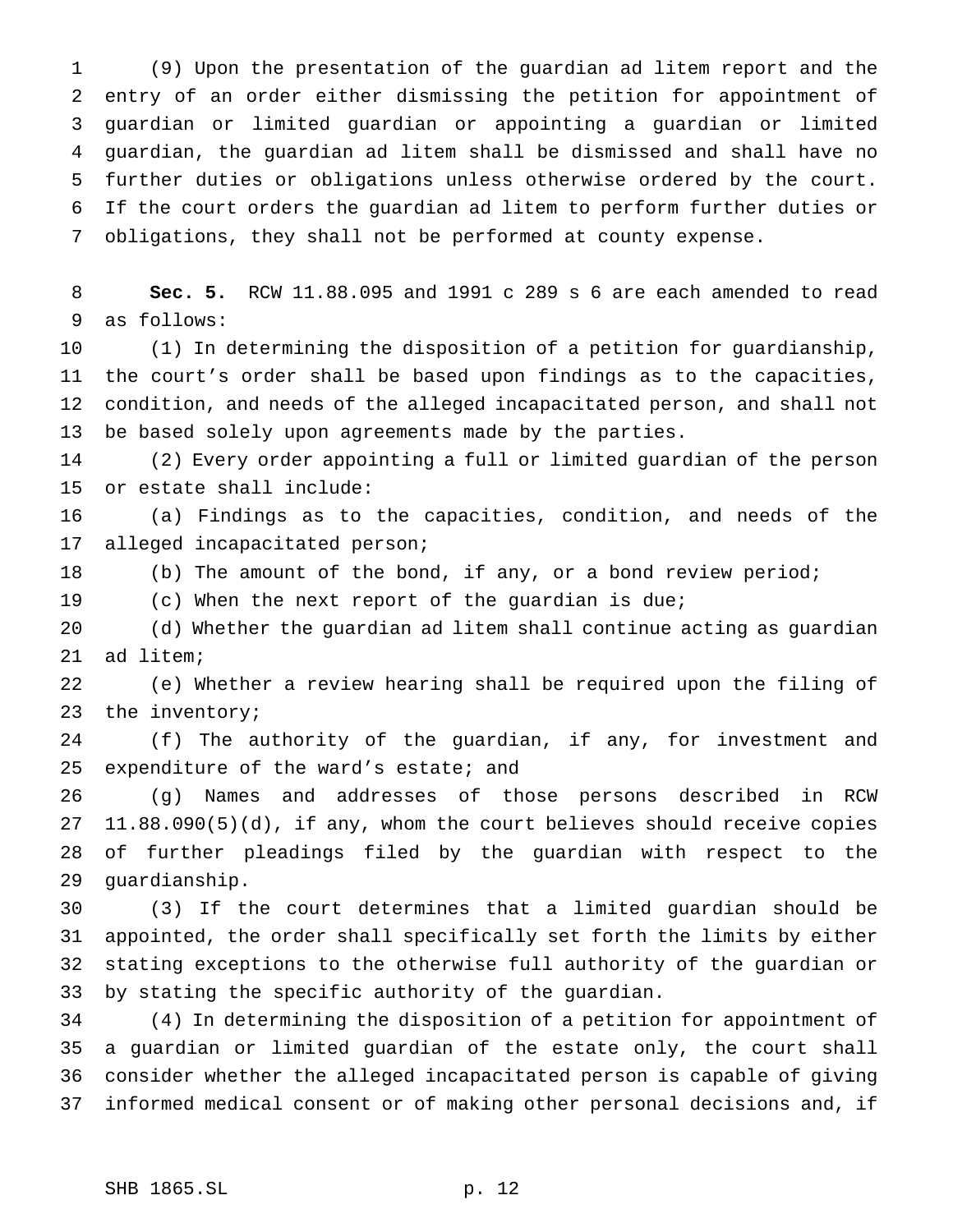(9) Upon the presentation of the guardian ad litem report and the entry of an order either dismissing the petition for appointment of guardian or limited guardian or appointing a guardian or limited guardian, the guardian ad litem shall be dismissed and shall have no further duties or obligations unless otherwise ordered by the court. If the court orders the guardian ad litem to perform further duties or obligations, they shall not be performed at county expense.

**Sec. 5.** RCW 11.88.095 and 1991 c 289 s 6 are each amended to read as follows:

(1) In determining the disposition of a petition for guardianship, the court's order shall be based upon findings as to the capacities, condition, and needs of the alleged incapacitated person, and shall not be based solely upon agreements made by the parties.

(2) Every order appointing a full or limited guardian of the person or estate shall include:

(a) Findings as to the capacities, condition, and needs of the alleged incapacitated person;

(b) The amount of the bond, if any, or a bond review period;

(c) When the next report of the guardian is due;

(d) Whether the guardian ad litem shall continue acting as guardian ad litem;

(e) Whether a review hearing shall be required upon the filing of the inventory;

(f) The authority of the guardian, if any, for investment and expenditure of the ward's estate; and

(g) Names and addresses of those persons described in RCW 11.88.090(5)(d), if any, whom the court believes should receive copies of further pleadings filed by the guardian with respect to the guardianship.

(3) If the court determines that a limited guardian should be appointed, the order shall specifically set forth the limits by either stating exceptions to the otherwise full authority of the guardian or by stating the specific authority of the guardian.

(4) In determining the disposition of a petition for appointment of a guardian or limited guardian of the estate only, the court shall consider whether the alleged incapacitated person is capable of giving informed medical consent or of making other personal decisions and, if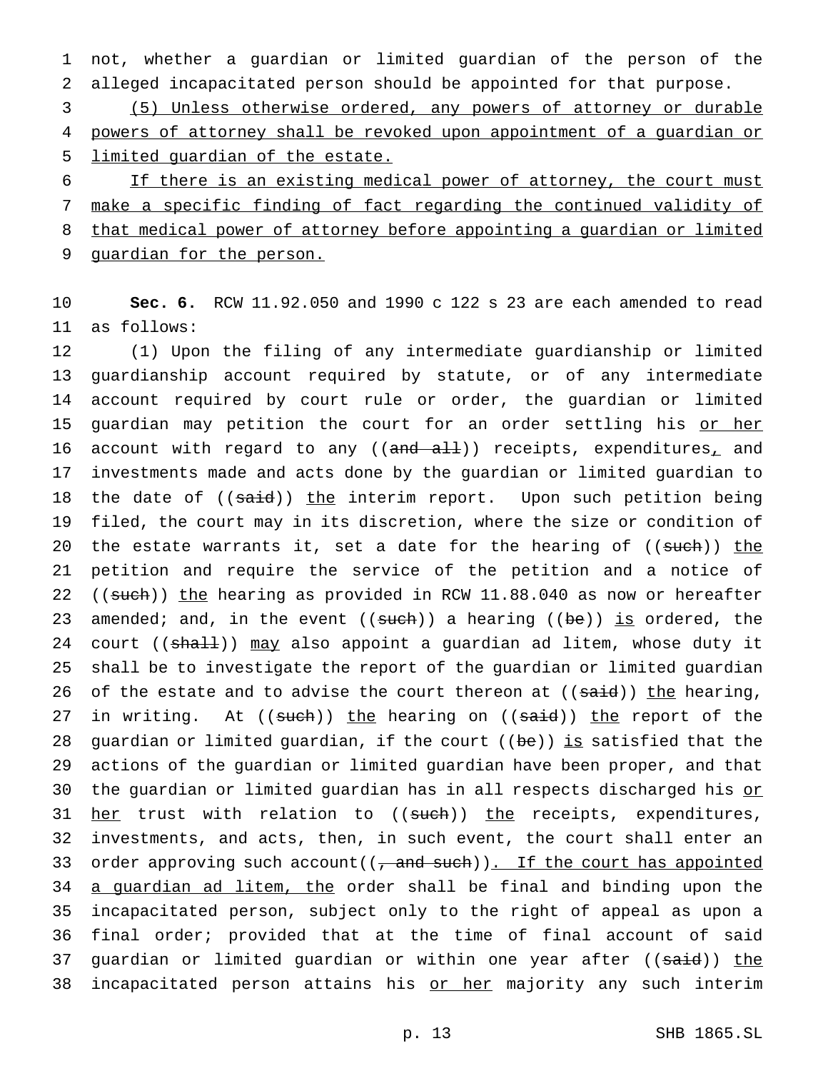not, whether a guardian or limited guardian of the person of the alleged incapacitated person should be appointed for that purpose.

<u>(5) Unless otherwise ordered, any powers of attorney or durable powers of attorney shall be revoked upon appointment of a guardian or limited guardian of the estate.</u>

<u>If there is an existing medical power of attorney, the court must make a specific finding of fact regarding the continued validity of that medical power of attorney before appointing a guardian or limited guardian for the person.</u>

**Sec. 6.** RCW 11.92.050 and 1990 c 122 s 23 are each amended to read as follows:

(1) Upon the filing of any intermediate guardianship or limited guardianship account required by statute, or of any intermediate account required by court rule or order, the guardian or limited guardian may petition the court for an order settling his <u>or her</u> account with regard to any ((~~and all~~)) receipts, expenditures<u>,</u> and investments made and acts done by the guardian or limited guardian to the date of ((~~said~~)) <u>the</u> interim report. Upon such petition being filed, the court may in its discretion, where the size or condition of the estate warrants it, set a date for the hearing of ((~~such~~)) <u>the</u> petition and require the service of the petition and a notice of ((~~such~~)) <u>the</u> hearing as provided in RCW 11.88.040 as now or hereafter amended; and, in the event ((~~such~~)) a hearing ((~~be~~)) <u>is</u> ordered, the court ((~~shall~~)) <u>may</u> also appoint a guardian ad litem, whose duty it shall be to investigate the report of the guardian or limited guardian of the estate and to advise the court thereon at ((~~said~~)) <u>the</u> hearing, in writing. At ((~~such~~)) <u>the</u> hearing on ((~~said~~)) <u>the</u> report of the guardian or limited guardian, if the court ((~~be~~)) <u>is</u> satisfied that the actions of the guardian or limited guardian have been proper, and that the guardian or limited guardian has in all respects discharged his <u>or her</u> trust with relation to ((~~such~~)) <u>the</u> receipts, expenditures, investments, and acts, then, in such event, the court shall enter an order approving such account((~~, and such~~))<u>. If the court has appointed a guardian ad litem, the</u> order shall be final and binding upon the incapacitated person, subject only to the right of appeal as upon a final order; provided that at the time of final account of said guardian or limited guardian or within one year after ((~~said~~)) <u>the</u> incapacitated person attains his <u>or her</u> majority any such interim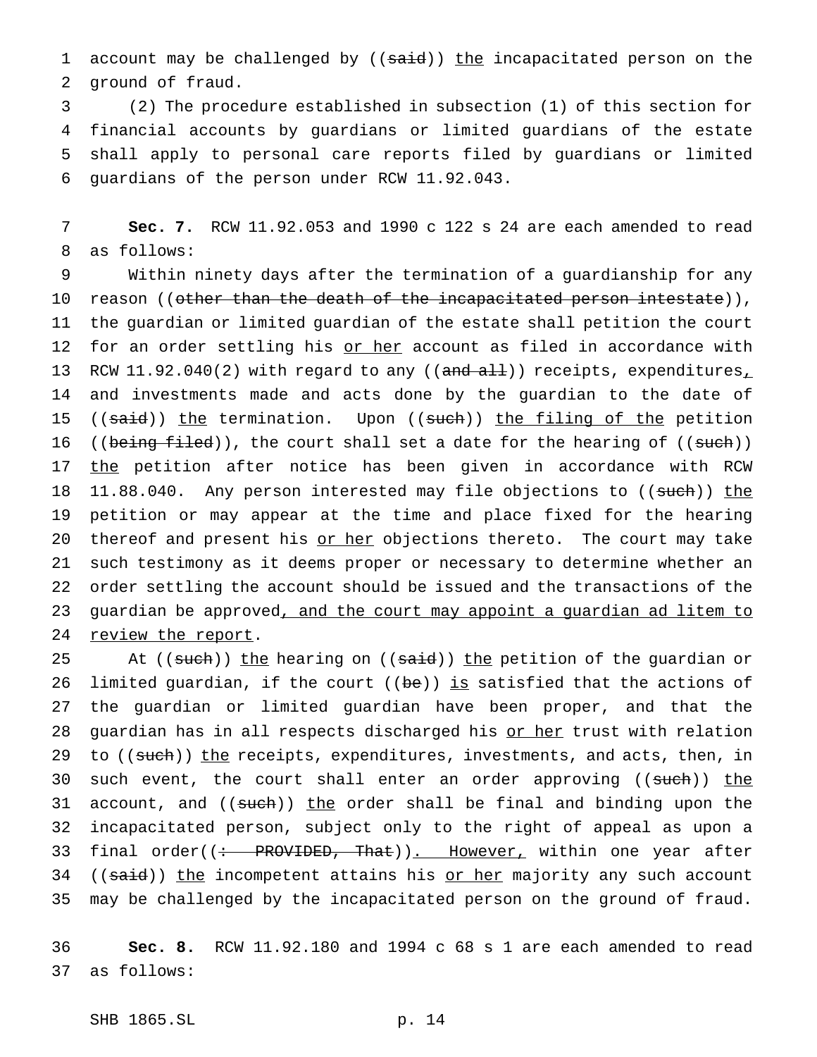account may be challenged by ((~~said~~)) <u>the</u> incapacitated person on the ground of fraud.

(2) The procedure established in subsection (1) of this section for financial accounts by guardians or limited guardians of the estate shall apply to personal care reports filed by guardians or limited guardians of the person under RCW 11.92.043.

**Sec. 7.** RCW 11.92.053 and 1990 c 122 s 24 are each amended to read as follows:

Within ninety days after the termination of a guardianship for any reason ((~~other than the death of the incapacitated person intestate~~)), the guardian or limited guardian of the estate shall petition the court for an order settling his <u>or her</u> account as filed in accordance with RCW 11.92.040(2) with regard to any ((~~and all~~)) receipts, expenditures<u>,</u> and investments made and acts done by the guardian to the date of ((~~said~~)) <u>the</u> termination. Upon ((~~such~~)) <u>the filing of the</u> petition ((~~being filed~~)), the court shall set a date for the hearing of ((~~such~~)) <u>the</u> petition after notice has been given in accordance with RCW 11.88.040. Any person interested may file objections to ((~~such~~)) <u>the</u> petition or may appear at the time and place fixed for the hearing thereof and present his <u>or her</u> objections thereto. The court may take such testimony as it deems proper or necessary to determine whether an order settling the account should be issued and the transactions of the guardian be approved<u>, and the court may appoint a guardian ad litem to review the report</u>.

At ((~~such~~)) <u>the</u> hearing on ((~~said~~)) <u>the</u> petition of the guardian or limited guardian, if the court ((~~be~~)) <u>is</u> satisfied that the actions of the guardian or limited guardian have been proper, and that the guardian has in all respects discharged his <u>or her</u> trust with relation to ((~~such~~)) <u>the</u> receipts, expenditures, investments, and acts, then, in such event, the court shall enter an order approving ((~~such~~)) <u>the</u> account, and ((~~such~~)) <u>the</u> order shall be final and binding upon the incapacitated person, subject only to the right of appeal as upon a final order((~~: PROVIDED, That~~))<u>. However,</u> within one year after ((~~said~~)) <u>the</u> incompetent attains his <u>or her</u> majority any such account may be challenged by the incapacitated person on the ground of fraud.

**Sec. 8.** RCW 11.92.180 and 1994 c 68 s 1 are each amended to read as follows: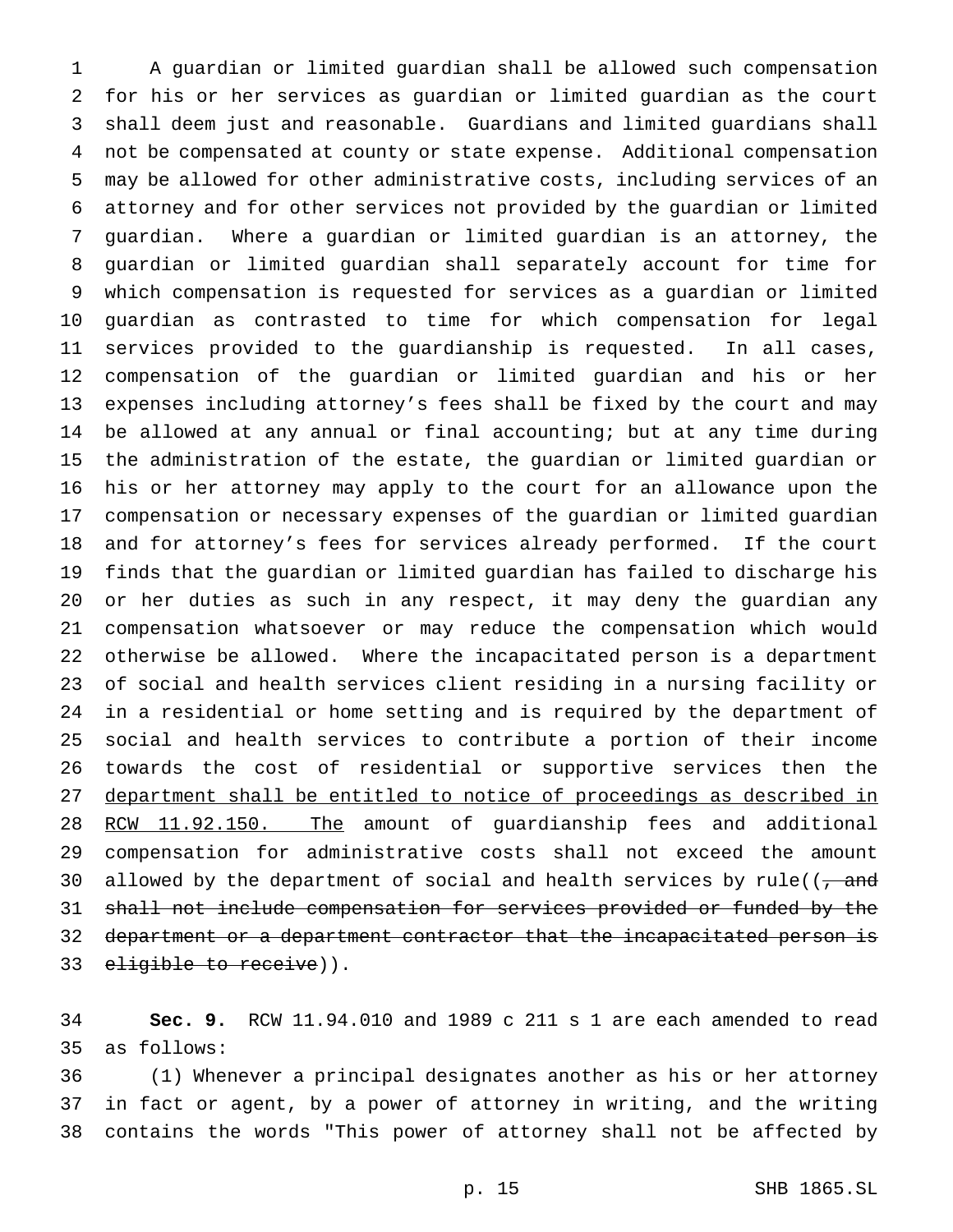A guardian or limited guardian shall be allowed such compensation for his or her services as guardian or limited guardian as the court shall deem just and reasonable. Guardians and limited guardians shall not be compensated at county or state expense. Additional compensation may be allowed for other administrative costs, including services of an attorney and for other services not provided by the guardian or limited guardian. Where a guardian or limited guardian is an attorney, the guardian or limited guardian shall separately account for time for which compensation is requested for services as a guardian or limited guardian as contrasted to time for which compensation for legal services provided to the guardianship is requested. In all cases, compensation of the guardian or limited guardian and his or her expenses including attorney's fees shall be fixed by the court and may be allowed at any annual or final accounting; but at any time during the administration of the estate, the guardian or limited guardian or his or her attorney may apply to the court for an allowance upon the compensation or necessary expenses of the guardian or limited guardian and for attorney's fees for services already performed. If the court finds that the guardian or limited guardian has failed to discharge his or her duties as such in any respect, it may deny the guardian any compensation whatsoever or may reduce the compensation which would otherwise be allowed. Where the incapacitated person is a department of social and health services client residing in a nursing facility or in a residential or home setting and is required by the department of social and health services to contribute a portion of their income towards the cost of residential or supportive services then the department shall be entitled to notice of proceedings as described in RCW 11.92.150. The amount of guardianship fees and additional compensation for administrative costs shall not exceed the amount allowed by the department of social and health services by rule((~~, and shall not include compensation for services provided or funded by the department or a department contractor that the incapacitated person is eligible to receive~~)).

**Sec. 9.** RCW 11.94.010 and 1989 c 211 s 1 are each amended to read as follows:

(1) Whenever a principal designates another as his or her attorney in fact or agent, by a power of attorney in writing, and the writing contains the words "This power of attorney shall not be affected by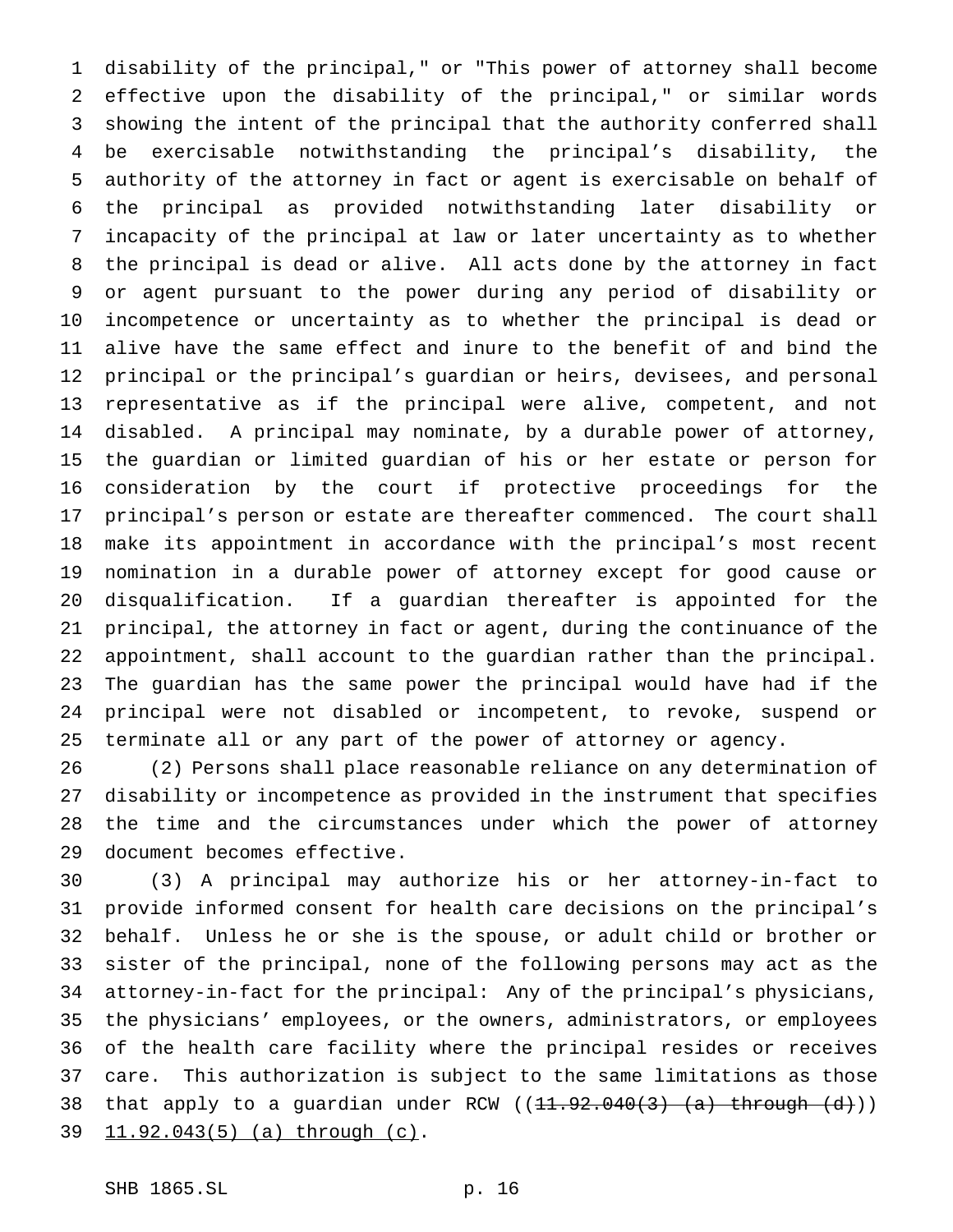disability of the principal," or "This power of attorney shall become effective upon the disability of the principal," or similar words showing the intent of the principal that the authority conferred shall be exercisable notwithstanding the principal's disability, the authority of the attorney in fact or agent is exercisable on behalf of the principal as provided notwithstanding later disability or incapacity of the principal at law or later uncertainty as to whether the principal is dead or alive. All acts done by the attorney in fact or agent pursuant to the power during any period of disability or incompetence or uncertainty as to whether the principal is dead or alive have the same effect and inure to the benefit of and bind the principal or the principal's guardian or heirs, devisees, and personal representative as if the principal were alive, competent, and not disabled. A principal may nominate, by a durable power of attorney, the guardian or limited guardian of his or her estate or person for consideration by the court if protective proceedings for the principal's person or estate are thereafter commenced. The court shall make its appointment in accordance with the principal's most recent nomination in a durable power of attorney except for good cause or disqualification. If a guardian thereafter is appointed for the principal, the attorney in fact or agent, during the continuance of the appointment, shall account to the guardian rather than the principal. The guardian has the same power the principal would have had if the principal were not disabled or incompetent, to revoke, suspend or terminate all or any part of the power of attorney or agency.

(2) Persons shall place reasonable reliance on any determination of disability or incompetence as provided in the instrument that specifies the time and the circumstances under which the power of attorney document becomes effective.

(3) A principal may authorize his or her attorney-in-fact to provide informed consent for health care decisions on the principal's behalf. Unless he or she is the spouse, or adult child or brother or sister of the principal, none of the following persons may act as the attorney-in-fact for the principal: Any of the principal's physicians, the physicians' employees, or the owners, administrators, or employees of the health care facility where the principal resides or receives care. This authorization is subject to the same limitations as those that apply to a guardian under RCW ((~~11.92.040(3) (a) through (d)~~)) 11.92.043(5) (a) through (c).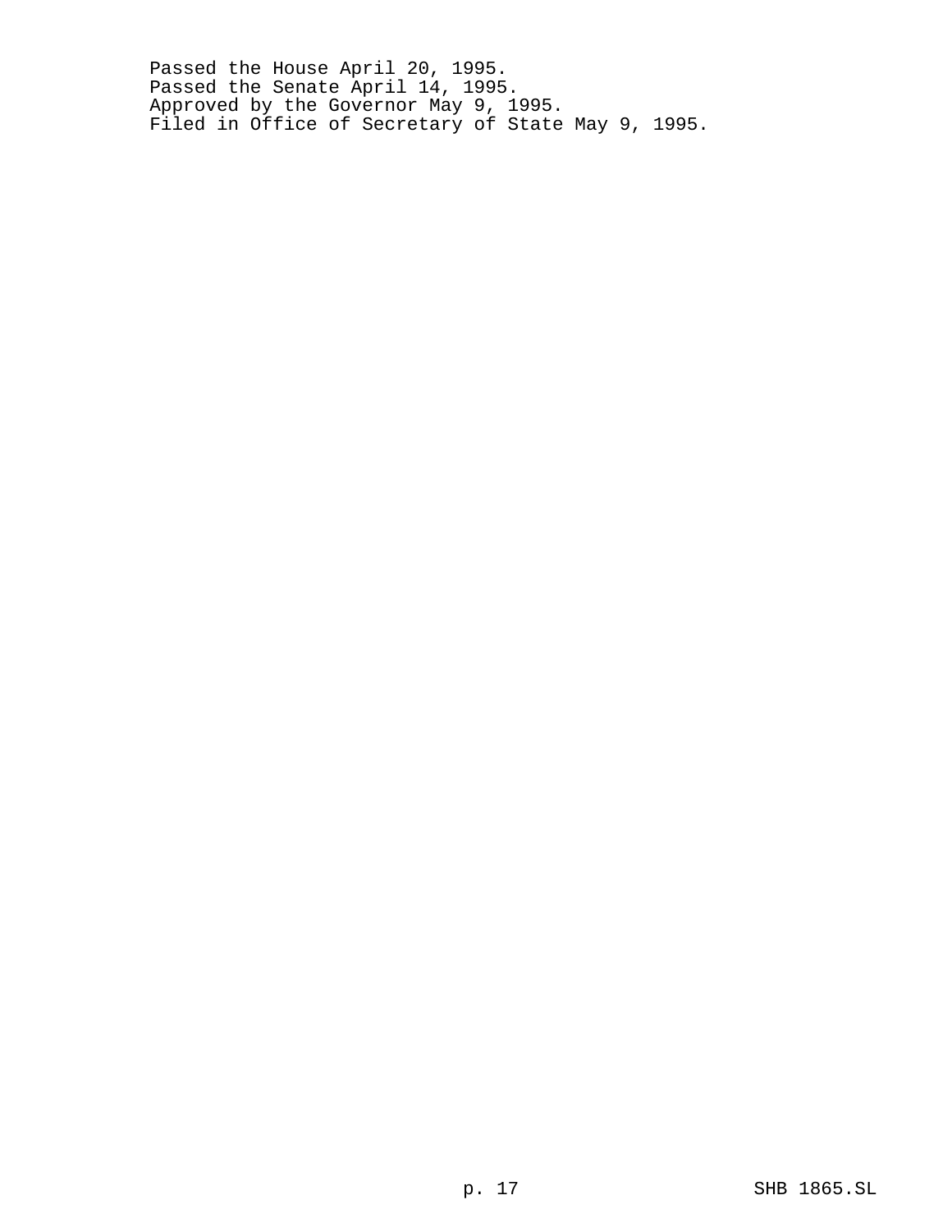Passed the House April 20, 1995.
Passed the Senate April 14, 1995.
Approved by the Governor May 9, 1995.
Filed in Office of Secretary of State May 9, 1995.